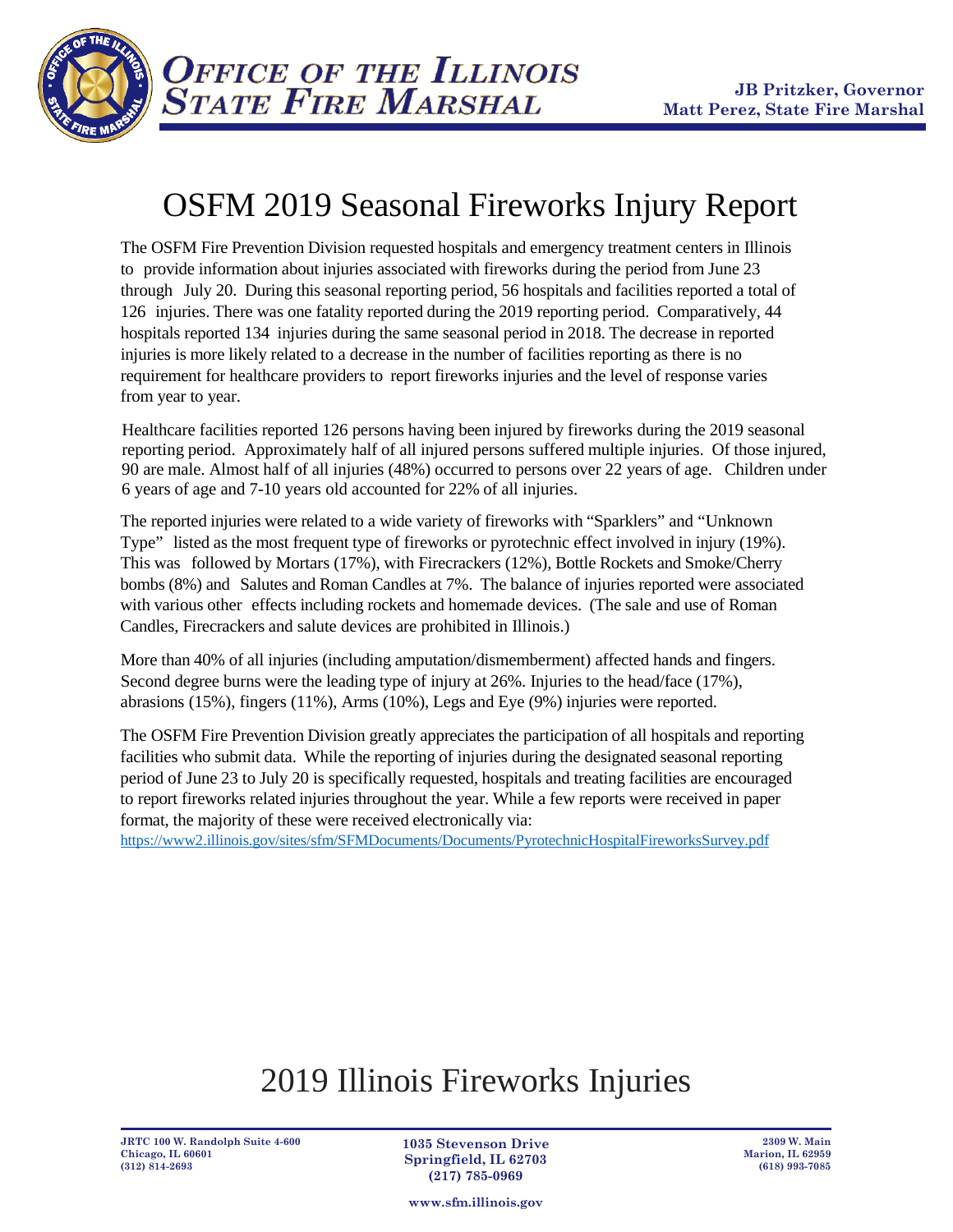**OFFICE OF THE ILLINOIS STATE FIRE MARSHAL**

**JB Pritzker, Governor**
**Matt Perez, State Fire Marshal**

# OSFM 2019 Seasonal Fireworks Injury Report

The OSFM Fire Prevention Division requested hospitals and emergency treatment centers in Illinois to provide information about injuries associated with fireworks during the period from June 23 through July 20. During this seasonal reporting period, 56 hospitals and facilities reported a total of 126 injuries. There was one fatality reported during the 2019 reporting period. Comparatively, 44 hospitals reported 134 injuries during the same seasonal period in 2018. The decrease in reported injuries is more likely related to a decrease in the number of facilities reporting as there is no requirement for healthcare providers to report fireworks injuries and the level of response varies from year to year.

Healthcare facilities reported 126 persons having been injured by fireworks during the 2019 seasonal reporting period. Approximately half of all injured persons suffered multiple injuries. Of those injured, 90 are male. Almost half of all injuries (48%) occurred to persons over 22 years of age. Children under 6 years of age and 7-10 years old accounted for 22% of all injuries.

The reported injuries were related to a wide variety of fireworks with "Sparklers" and "Unknown Type" listed as the most frequent type of fireworks or pyrotechnic effect involved in injury (19%). This was followed by Mortars (17%), with Firecrackers (12%), Bottle Rockets and Smoke/Cherry bombs (8%) and Salutes and Roman Candles at 7%. The balance of injuries reported were associated with various other effects including rockets and homemade devices. (The sale and use of Roman Candles, Firecrackers and salute devices are prohibited in Illinois.)

More than 40% of all injuries (including amputation/dismemberment) affected hands and fingers. Second degree burns were the leading type of injury at 26%. Injuries to the head/face (17%), abrasions (15%), fingers (11%), Arms (10%), Legs and Eye (9%) injuries were reported.

The OSFM Fire Prevention Division greatly appreciates the participation of all hospitals and reporting facilities who submit data. While the reporting of injuries during the designated seasonal reporting period of June 23 to July 20 is specifically requested, hospitals and treating facilities are encouraged to report fireworks related injuries throughout the year. While a few reports were received in paper format, the majority of these were received electronically via:
https://www2.illinois.gov/sites/sfm/SFMDocuments/Documents/PyrotechnicHospitalFireworksSurvey.pdf

# 2019 Illinois Fireworks Injuries

JRTC 100 W. Randolph Suite 4-600
Chicago, IL 60601
(312) 814-2693

1035 Stevenson Drive
Springfield, IL 62703
(217) 785-0969

2309 W. Main
Marion, IL 62959
(618) 993-7085

www.sfm.illinois.gov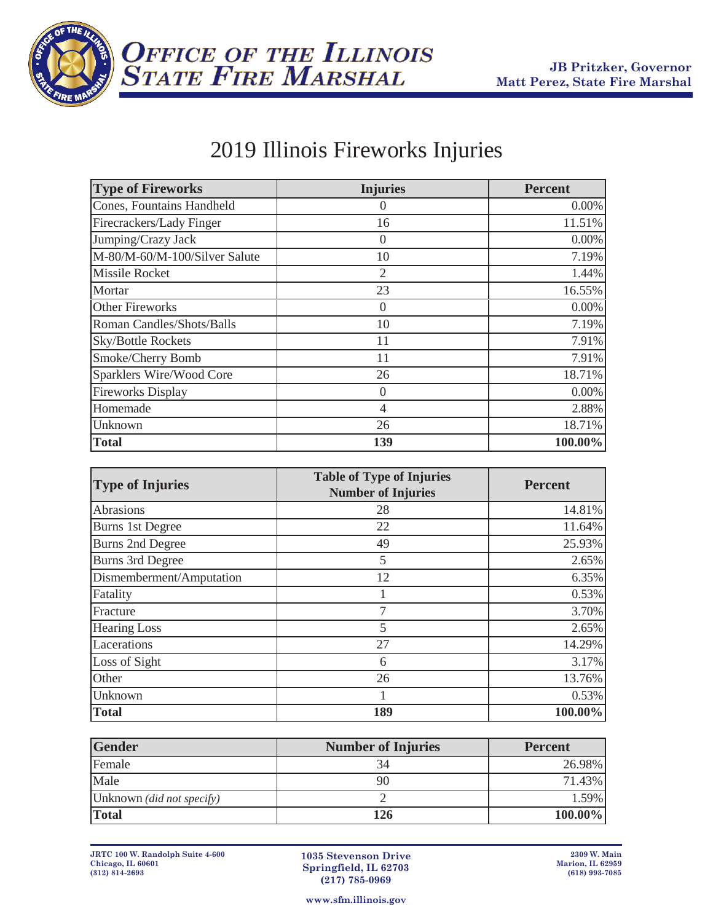# OFFICE OF THE ILLINOIS STATE FIRE MARSHAL

**JB Pritzker, Governor**
**Matt Perez, State Fire Marshal**

## 2019 Illinois Fireworks Injuries

| Type of Fireworks | Injuries | Percent |
|---|---|---|
| Cones, Fountains Handheld | 0 | 0.00% |
| Firecrackers/Lady Finger | 16 | 11.51% |
| Jumping/Crazy Jack | 0 | 0.00% |
| M-80/M-60/M-100/Silver Salute | 10 | 7.19% |
| Missile Rocket | 2 | 1.44% |
| Mortar | 23 | 16.55% |
| Other Fireworks | 0 | 0.00% |
| Roman Candles/Shots/Balls | 10 | 7.19% |
| Sky/Bottle Rockets | 11 | 7.91% |
| Smoke/Cherry Bomb | 11 | 7.91% |
| Sparklers Wire/Wood Core | 26 | 18.71% |
| Fireworks Display | 0 | 0.00% |
| Homemade | 4 | 2.88% |
| Unknown | 26 | 18.71% |
| **Total** | **139** | **100.00%** |

| Type of Injuries | Table of Type of Injuries Number of Injuries | Percent |
|---|---|---|
| Abrasions | 28 | 14.81% |
| Burns 1st Degree | 22 | 11.64% |
| Burns 2nd Degree | 49 | 25.93% |
| Burns 3rd Degree | 5 | 2.65% |
| Dismemberment/Amputation | 12 | 6.35% |
| Fatality | 1 | 0.53% |
| Fracture | 7 | 3.70% |
| Hearing Loss | 5 | 2.65% |
| Lacerations | 27 | 14.29% |
| Loss of Sight | 6 | 3.17% |
| Other | 26 | 13.76% |
| Unknown | 1 | 0.53% |
| **Total** | **189** | **100.00%** |

| Gender | Number of Injuries | Percent |
|---|---|---|
| Female | 34 | 26.98% |
| Male | 90 | 71.43% |
| Unknown *(did not specify)* | 2 | 1.59% |
| **Total** | **126** | **100.00%** |

JRTC 100 W. Randolph Suite 4-600
Chicago, IL 60601
(312) 814-2693

1035 Stevenson Drive
Springfield, IL 62703
(217) 785-0969

2309 W. Main
Marion, IL 62959
(618) 993-7085

www.sfm.illinois.gov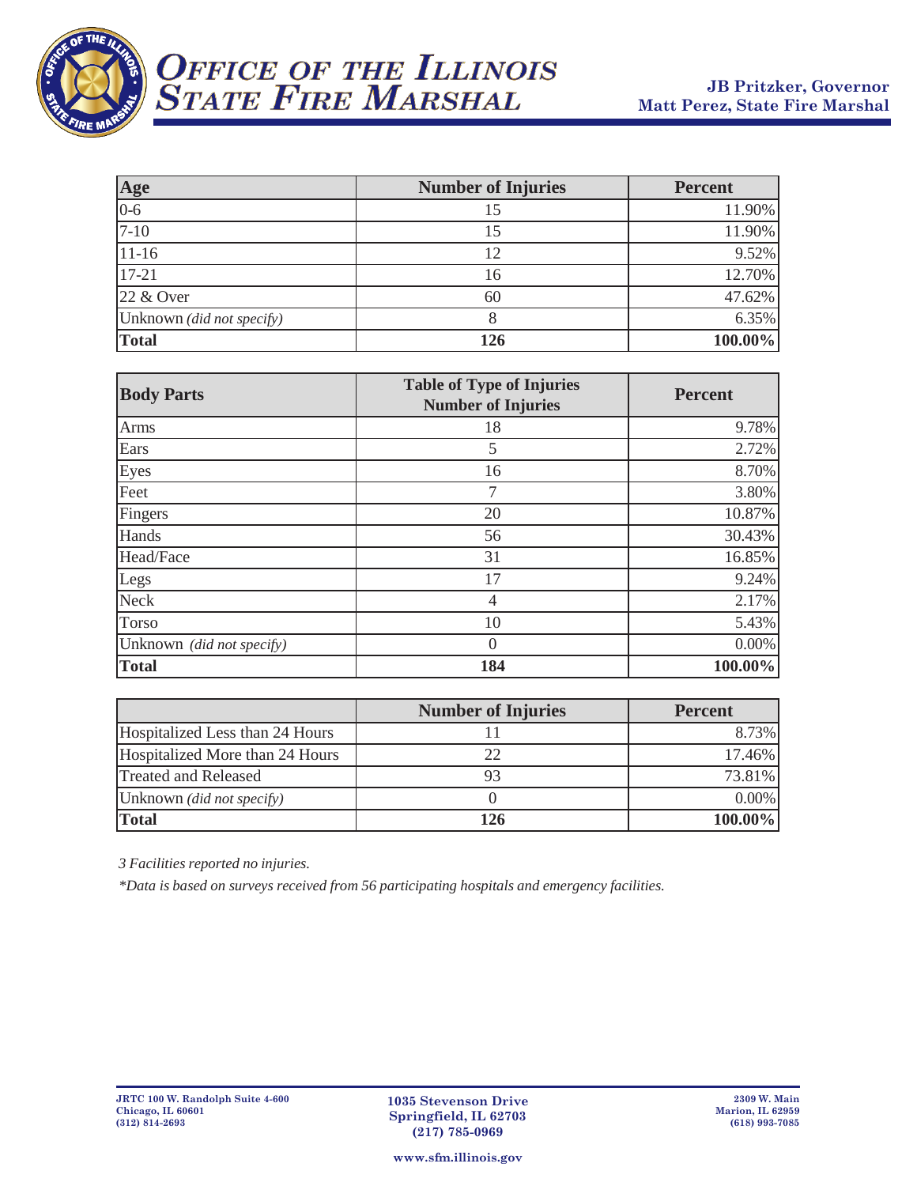| Age | Number of Injuries | Percent |
|---|---|---|
| 0-6 | 15 | 11.90% |
| 7-10 | 15 | 11.90% |
| 11-16 | 12 | 9.52% |
| 17-21 | 16 | 12.70% |
| 22 & Over | 60 | 47.62% |
| Unknown *(did not specify)* | 8 | 6.35% |
| **Total** | **126** | **100.00%** |

| Body Parts | Table of Type of Injuries Number of Injuries | Percent |
|---|---|---|
| Arms | 18 | 9.78% |
| Ears | 5 | 2.72% |
| Eyes | 16 | 8.70% |
| Feet | 7 | 3.80% |
| Fingers | 20 | 10.87% |
| Hands | 56 | 30.43% |
| Head/Face | 31 | 16.85% |
| Legs | 17 | 9.24% |
| Neck | 4 | 2.17% |
| Torso | 10 | 5.43% |
| Unknown *(did not specify)* | 0 | 0.00% |
| **Total** | **184** | **100.00%** |

| | Number of Injuries | Percent |
|---|---|---|
| Hospitalized Less than 24 Hours | 11 | 8.73% |
| Hospitalized More than 24 Hours | 22 | 17.46% |
| Treated and Released | 93 | 73.81% |
| Unknown *(did not specify)* | 0 | 0.00% |
| **Total** | **126** | **100.00%** |

*3 Facilities reported no injuries.*

*\*Data is based on surveys received from 56 participating hospitals and emergency facilities.*